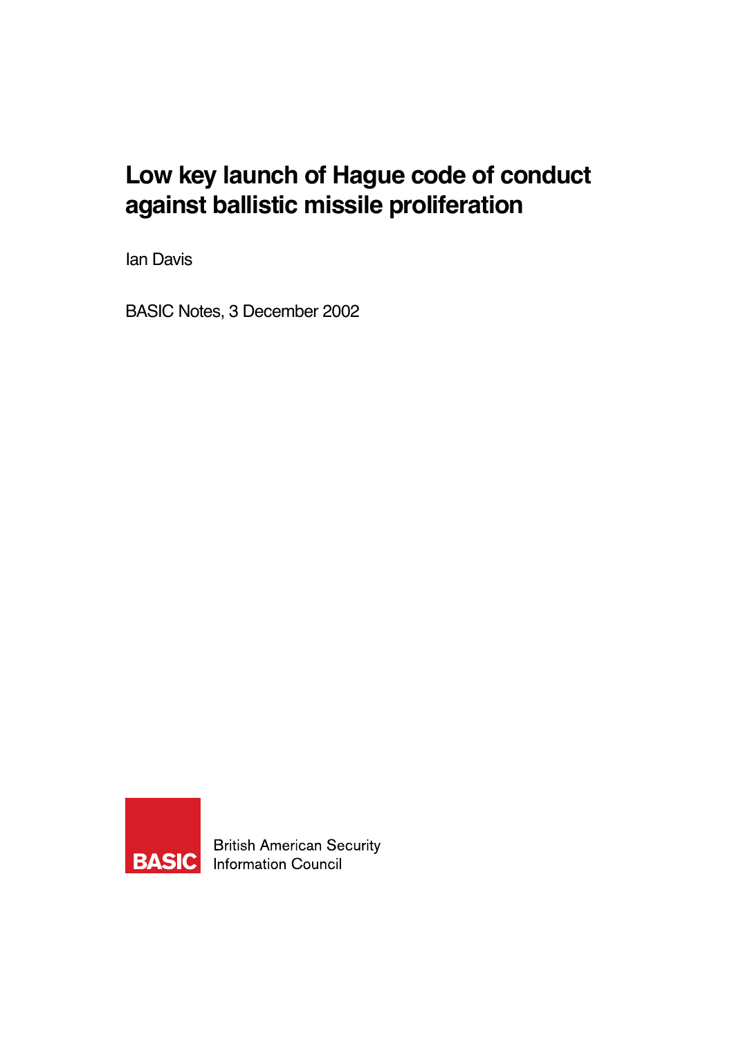# Low key launch of Hague code of conduct against ballistic missile proliferation

Ian Davis

BASIC Notes, 3 December 2002

BASIC British American Security Information Council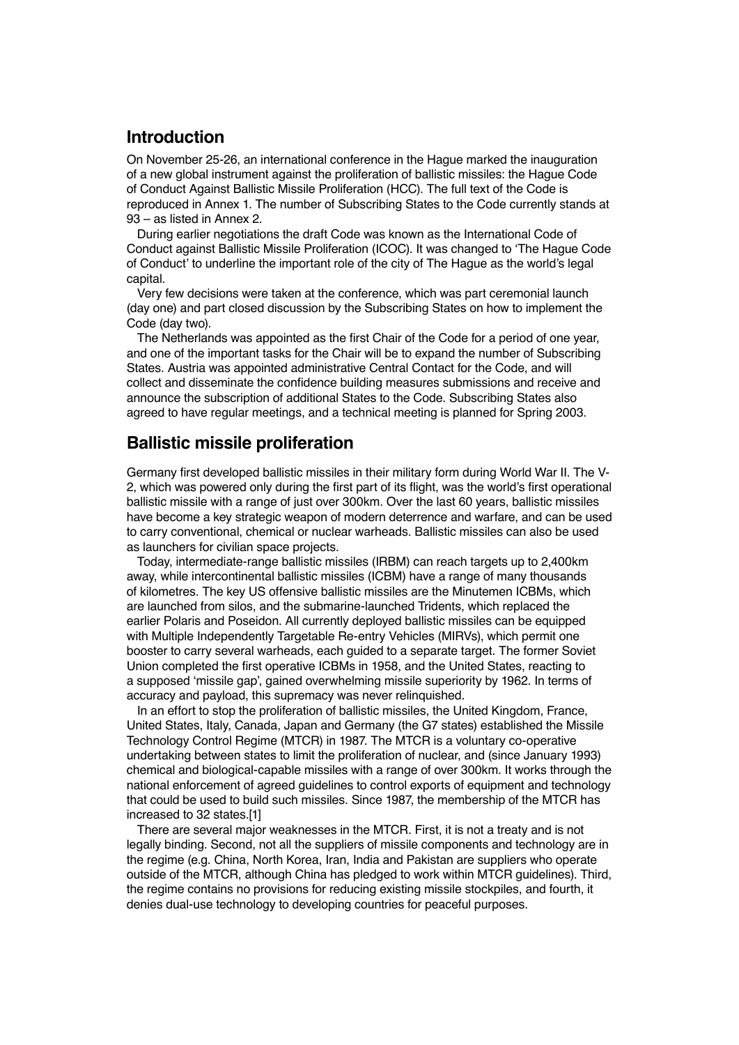## Introduction

On November 25-26, an international conference in the Hague marked the inauguration of a new global instrument against the proliferation of ballistic missiles: the Hague Code of Conduct Against Ballistic Missile Proliferation (HCC). The full text of the Code is reproduced in Annex 1. The number of Subscribing States to the Code currently stands at 93 – as listed in Annex 2.

During earlier negotiations the draft Code was known as the International Code of Conduct against Ballistic Missile Proliferation (ICOC). It was changed to 'The Hague Code of Conduct' to underline the important role of the city of The Hague as the world's legal capital.

Very few decisions were taken at the conference, which was part ceremonial launch (day one) and part closed discussion by the Subscribing States on how to implement the Code (day two).

The Netherlands was appointed as the first Chair of the Code for a period of one year, and one of the important tasks for the Chair will be to expand the number of Subscribing States. Austria was appointed administrative Central Contact for the Code, and will collect and disseminate the confidence building measures submissions and receive and announce the subscription of additional States to the Code. Subscribing States also agreed to have regular meetings, and a technical meeting is planned for Spring 2003.

## Ballistic missile proliferation

Germany first developed ballistic missiles in their military form during World War II. The V-2, which was powered only during the first part of its flight, was the world's first operational ballistic missile with a range of just over 300km. Over the last 60 years, ballistic missiles have become a key strategic weapon of modern deterrence and warfare, and can be used to carry conventional, chemical or nuclear warheads. Ballistic missiles can also be used as launchers for civilian space projects.

Today, intermediate-range ballistic missiles (IRBM) can reach targets up to 2,400km away, while intercontinental ballistic missiles (ICBM) have a range of many thousands of kilometres. The key US offensive ballistic missiles are the Minutemen ICBMs, which are launched from silos, and the submarine-launched Tridents, which replaced the earlier Polaris and Poseidon. All currently deployed ballistic missiles can be equipped with Multiple Independently Targetable Re-entry Vehicles (MIRVs), which permit one booster to carry several warheads, each guided to a separate target. The former Soviet Union completed the first operative ICBMs in 1958, and the United States, reacting to a supposed 'missile gap', gained overwhelming missile superiority by 1962. In terms of accuracy and payload, this supremacy was never relinquished.

In an effort to stop the proliferation of ballistic missiles, the United Kingdom, France, United States, Italy, Canada, Japan and Germany (the G7 states) established the Missile Technology Control Regime (MTCR) in 1987. The MTCR is a voluntary co-operative undertaking between states to limit the proliferation of nuclear, and (since January 1993) chemical and biological-capable missiles with a range of over 300km. It works through the national enforcement of agreed guidelines to control exports of equipment and technology that could be used to build such missiles. Since 1987, the membership of the MTCR has increased to 32 states.[1]

There are several major weaknesses in the MTCR. First, it is not a treaty and is not legally binding. Second, not all the suppliers of missile components and technology are in the regime (e.g. China, North Korea, Iran, India and Pakistan are suppliers who operate outside of the MTCR, although China has pledged to work within MTCR guidelines). Third, the regime contains no provisions for reducing existing missile stockpiles, and fourth, it denies dual-use technology to developing countries for peaceful purposes.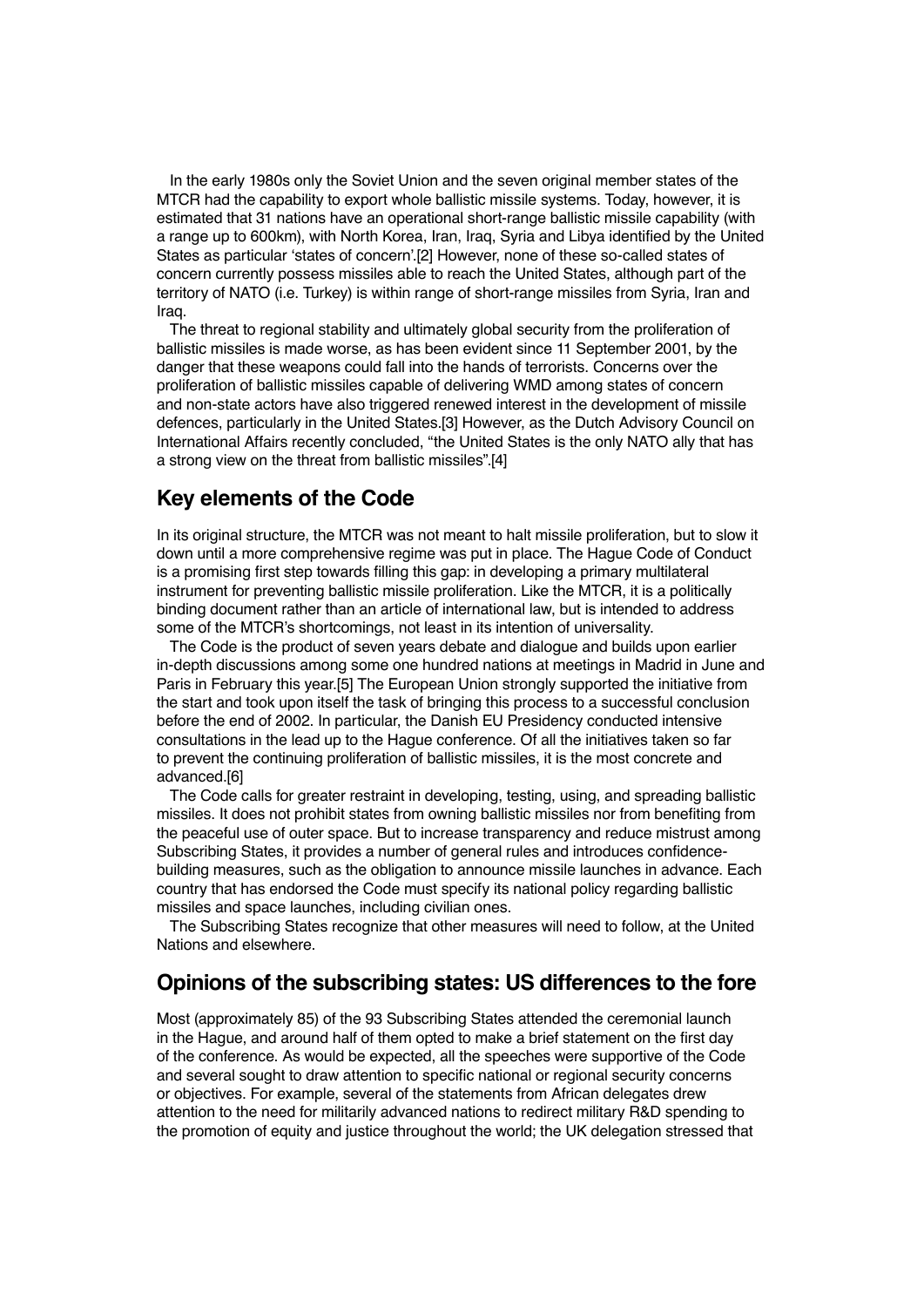In the early 1980s only the Soviet Union and the seven original member states of the MTCR had the capability to export whole ballistic missile systems. Today, however, it is estimated that 31 nations have an operational short-range ballistic missile capability (with a range up to 600km), with North Korea, Iran, Iraq, Syria and Libya identified by the United States as particular 'states of concern'.[2] However, none of these so-called states of concern currently possess missiles able to reach the United States, although part of the territory of NATO (i.e. Turkey) is within range of short-range missiles from Syria, Iran and Iraq.

The threat to regional stability and ultimately global security from the proliferation of ballistic missiles is made worse, as has been evident since 11 September 2001, by the danger that these weapons could fall into the hands of terrorists. Concerns over the proliferation of ballistic missiles capable of delivering WMD among states of concern and non-state actors have also triggered renewed interest in the development of missile defences, particularly in the United States.[3] However, as the Dutch Advisory Council on International Affairs recently concluded, "the United States is the only NATO ally that has a strong view on the threat from ballistic missiles".[4]

## Key elements of the Code

In its original structure, the MTCR was not meant to halt missile proliferation, but to slow it down until a more comprehensive regime was put in place. The Hague Code of Conduct is a promising first step towards filling this gap: in developing a primary multilateral instrument for preventing ballistic missile proliferation. Like the MTCR, it is a politically binding document rather than an article of international law, but is intended to address some of the MTCR's shortcomings, not least in its intention of universality.

The Code is the product of seven years debate and dialogue and builds upon earlier in-depth discussions among some one hundred nations at meetings in Madrid in June and Paris in February this year.[5] The European Union strongly supported the initiative from the start and took upon itself the task of bringing this process to a successful conclusion before the end of 2002. In particular, the Danish EU Presidency conducted intensive consultations in the lead up to the Hague conference. Of all the initiatives taken so far to prevent the continuing proliferation of ballistic missiles, it is the most concrete and advanced.[6]

The Code calls for greater restraint in developing, testing, using, and spreading ballistic missiles. It does not prohibit states from owning ballistic missiles nor from benefiting from the peaceful use of outer space. But to increase transparency and reduce mistrust among Subscribing States, it provides a number of general rules and introduces confidence-building measures, such as the obligation to announce missile launches in advance. Each country that has endorsed the Code must specify its national policy regarding ballistic missiles and space launches, including civilian ones.

The Subscribing States recognize that other measures will need to follow, at the United Nations and elsewhere.

## Opinions of the subscribing states: US differences to the fore

Most (approximately 85) of the 93 Subscribing States attended the ceremonial launch in the Hague, and around half of them opted to make a brief statement on the first day of the conference. As would be expected, all the speeches were supportive of the Code and several sought to draw attention to specific national or regional security concerns or objectives. For example, several of the statements from African delegates drew attention to the need for militarily advanced nations to redirect military R&D spending to the promotion of equity and justice throughout the world; the UK delegation stressed that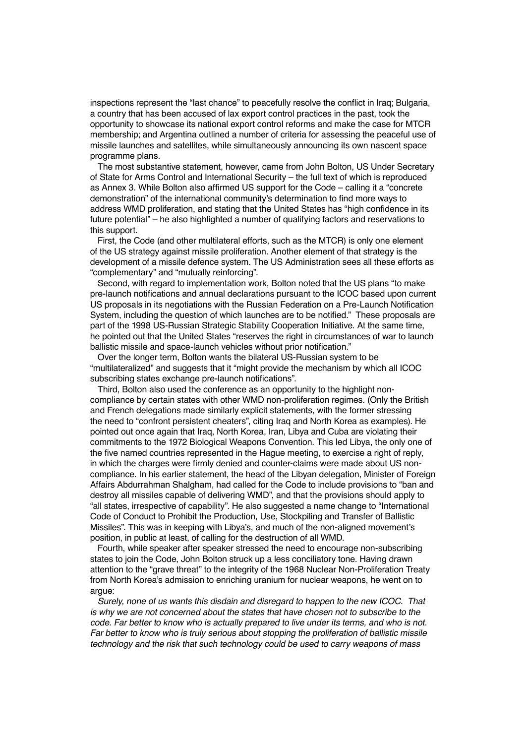inspections represent the "last chance" to peacefully resolve the conflict in Iraq; Bulgaria, a country that has been accused of lax export control practices in the past, took the opportunity to showcase its national export control reforms and make the case for MTCR membership; and Argentina outlined a number of criteria for assessing the peaceful use of missile launches and satellites, while simultaneously announcing its own nascent space programme plans.

The most substantive statement, however, came from John Bolton, US Under Secretary of State for Arms Control and International Security – the full text of which is reproduced as Annex 3. While Bolton also affirmed US support for the Code – calling it a "concrete demonstration" of the international community's determination to find more ways to address WMD proliferation, and stating that the United States has "high confidence in its future potential" – he also highlighted a number of qualifying factors and reservations to this support.

First, the Code (and other multilateral efforts, such as the MTCR) is only one element of the US strategy against missile proliferation. Another element of that strategy is the development of a missile defence system. The US Administration sees all these efforts as "complementary" and "mutually reinforcing".

Second, with regard to implementation work, Bolton noted that the US plans "to make pre-launch notifications and annual declarations pursuant to the ICOC based upon current US proposals in its negotiations with the Russian Federation on a Pre-Launch Notification System, including the question of which launches are to be notified." These proposals are part of the 1998 US-Russian Strategic Stability Cooperation Initiative. At the same time, he pointed out that the United States "reserves the right in circumstances of war to launch ballistic missile and space-launch vehicles without prior notification."

Over the longer term, Bolton wants the bilateral US-Russian system to be "multilateralized" and suggests that it "might provide the mechanism by which all ICOC subscribing states exchange pre-launch notifications".

Third, Bolton also used the conference as an opportunity to the highlight non-compliance by certain states with other WMD non-proliferation regimes. (Only the British and French delegations made similarly explicit statements, with the former stressing the need to "confront persistent cheaters", citing Iraq and North Korea as examples). He pointed out once again that Iraq, North Korea, Iran, Libya and Cuba are violating their commitments to the 1972 Biological Weapons Convention. This led Libya, the only one of the five named countries represented in the Hague meeting, to exercise a right of reply, in which the charges were firmly denied and counter-claims were made about US non-compliance. In his earlier statement, the head of the Libyan delegation, Minister of Foreign Affairs Abdurrahman Shalgham, had called for the Code to include provisions to "ban and destroy all missiles capable of delivering WMD", and that the provisions should apply to "all states, irrespective of capability". He also suggested a name change to "International Code of Conduct to Prohibit the Production, Use, Stockpiling and Transfer of Ballistic Missiles". This was in keeping with Libya's, and much of the non-aligned movement's position, in public at least, of calling for the destruction of all WMD.

Fourth, while speaker after speaker stressed the need to encourage non-subscribing states to join the Code, John Bolton struck up a less conciliatory tone. Having drawn attention to the "grave threat" to the integrity of the 1968 Nuclear Non-Proliferation Treaty from North Korea's admission to enriching uranium for nuclear weapons, he went on to argue:

*Surely, none of us wants this disdain and disregard to happen to the new ICOC. That is why we are not concerned about the states that have chosen not to subscribe to the code. Far better to know who is actually prepared to live under its terms, and who is not. Far better to know who is truly serious about stopping the proliferation of ballistic missile technology and the risk that such technology could be used to carry weapons of mass*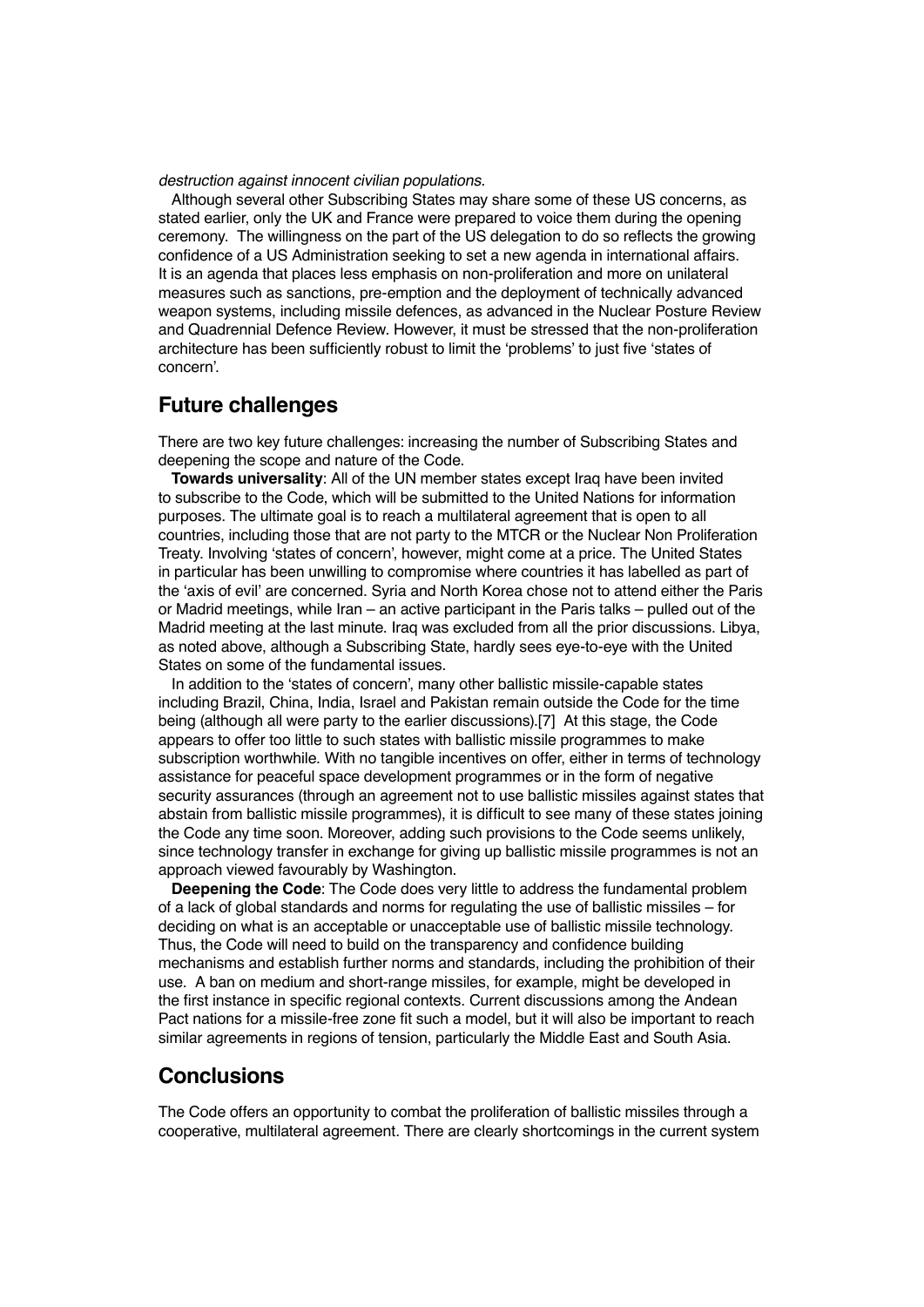*destruction against innocent civilian populations.*

Although several other Subscribing States may share some of these US concerns, as stated earlier, only the UK and France were prepared to voice them during the opening ceremony. The willingness on the part of the US delegation to do so reflects the growing confidence of a US Administration seeking to set a new agenda in international affairs. It is an agenda that places less emphasis on non-proliferation and more on unilateral measures such as sanctions, pre-emption and the deployment of technically advanced weapon systems, including missile defences, as advanced in the Nuclear Posture Review and Quadrennial Defence Review. However, it must be stressed that the non-proliferation architecture has been sufficiently robust to limit the 'problems' to just five 'states of concern'.

## Future challenges

There are two key future challenges: increasing the number of Subscribing States and deepening the scope and nature of the Code.

**Towards universality**: All of the UN member states except Iraq have been invited to subscribe to the Code, which will be submitted to the United Nations for information purposes. The ultimate goal is to reach a multilateral agreement that is open to all countries, including those that are not party to the MTCR or the Nuclear Non Proliferation Treaty. Involving 'states of concern', however, might come at a price. The United States in particular has been unwilling to compromise where countries it has labelled as part of the 'axis of evil' are concerned. Syria and North Korea chose not to attend either the Paris or Madrid meetings, while Iran – an active participant in the Paris talks – pulled out of the Madrid meeting at the last minute. Iraq was excluded from all the prior discussions. Libya, as noted above, although a Subscribing State, hardly sees eye-to-eye with the United States on some of the fundamental issues.

In addition to the 'states of concern', many other ballistic missile-capable states including Brazil, China, India, Israel and Pakistan remain outside the Code for the time being (although all were party to the earlier discussions).[7] At this stage, the Code appears to offer too little to such states with ballistic missile programmes to make subscription worthwhile. With no tangible incentives on offer, either in terms of technology assistance for peaceful space development programmes or in the form of negative security assurances (through an agreement not to use ballistic missiles against states that abstain from ballistic missile programmes), it is difficult to see many of these states joining the Code any time soon. Moreover, adding such provisions to the Code seems unlikely, since technology transfer in exchange for giving up ballistic missile programmes is not an approach viewed favourably by Washington.

**Deepening the Code**: The Code does very little to address the fundamental problem of a lack of global standards and norms for regulating the use of ballistic missiles – for deciding on what is an acceptable or unacceptable use of ballistic missile technology. Thus, the Code will need to build on the transparency and confidence building mechanisms and establish further norms and standards, including the prohibition of their use. A ban on medium and short-range missiles, for example, might be developed in the first instance in specific regional contexts. Current discussions among the Andean Pact nations for a missile-free zone fit such a model, but it will also be important to reach similar agreements in regions of tension, particularly the Middle East and South Asia.

## Conclusions

The Code offers an opportunity to combat the proliferation of ballistic missiles through a cooperative, multilateral agreement. There are clearly shortcomings in the current system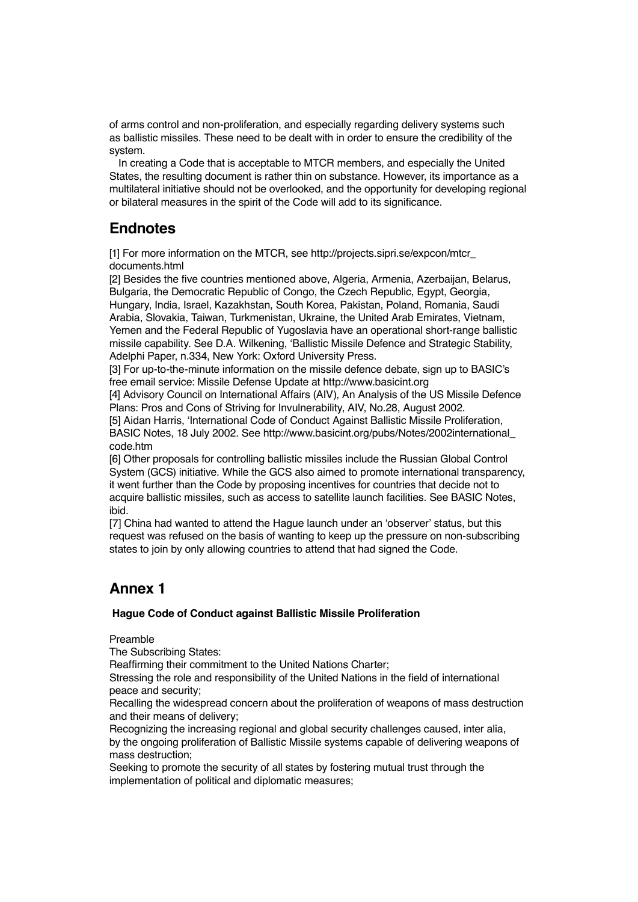of arms control and non-proliferation, and especially regarding delivery systems such as ballistic missiles. These need to be dealt with in order to ensure the credibility of the system.

In creating a Code that is acceptable to MTCR members, and especially the United States, the resulting document is rather thin on substance. However, its importance as a multilateral initiative should not be overlooked, and the opportunity for developing regional or bilateral measures in the spirit of the Code will add to its significance.

## Endnotes

[1] For more information on the MTCR, see http://projects.sipri.se/expcon/mtcr_documents.html

[2] Besides the five countries mentioned above, Algeria, Armenia, Azerbaijan, Belarus, Bulgaria, the Democratic Republic of Congo, the Czech Republic, Egypt, Georgia, Hungary, India, Israel, Kazakhstan, South Korea, Pakistan, Poland, Romania, Saudi Arabia, Slovakia, Taiwan, Turkmenistan, Ukraine, the United Arab Emirates, Vietnam, Yemen and the Federal Republic of Yugoslavia have an operational short-range ballistic missile capability. See D.A. Wilkening, 'Ballistic Missile Defence and Strategic Stability, Adelphi Paper, n.334, New York: Oxford University Press.

[3] For up-to-the-minute information on the missile defence debate, sign up to BASIC's free email service: Missile Defense Update at http://www.basicint.org

[4] Advisory Council on International Affairs (AIV), An Analysis of the US Missile Defence Plans: Pros and Cons of Striving for Invulnerability, AIV, No.28, August 2002.

[5] Aidan Harris, 'International Code of Conduct Against Ballistic Missile Proliferation, BASIC Notes, 18 July 2002. See http://www.basicint.org/pubs/Notes/2002international_code.htm

[6] Other proposals for controlling ballistic missiles include the Russian Global Control System (GCS) initiative. While the GCS also aimed to promote international transparency, it went further than the Code by proposing incentives for countries that decide not to acquire ballistic missiles, such as access to satellite launch facilities. See BASIC Notes, ibid.

[7] China had wanted to attend the Hague launch under an 'observer' status, but this request was refused on the basis of wanting to keep up the pressure on non-subscribing states to join by only allowing countries to attend that had signed the Code.

## Annex 1

**Hague Code of Conduct against Ballistic Missile Proliferation**

Preamble

The Subscribing States:

Reaffirming their commitment to the United Nations Charter;

Stressing the role and responsibility of the United Nations in the field of international peace and security;

Recalling the widespread concern about the proliferation of weapons of mass destruction and their means of delivery;

Recognizing the increasing regional and global security challenges caused, inter alia, by the ongoing proliferation of Ballistic Missile systems capable of delivering weapons of mass destruction;

Seeking to promote the security of all states by fostering mutual trust through the implementation of political and diplomatic measures;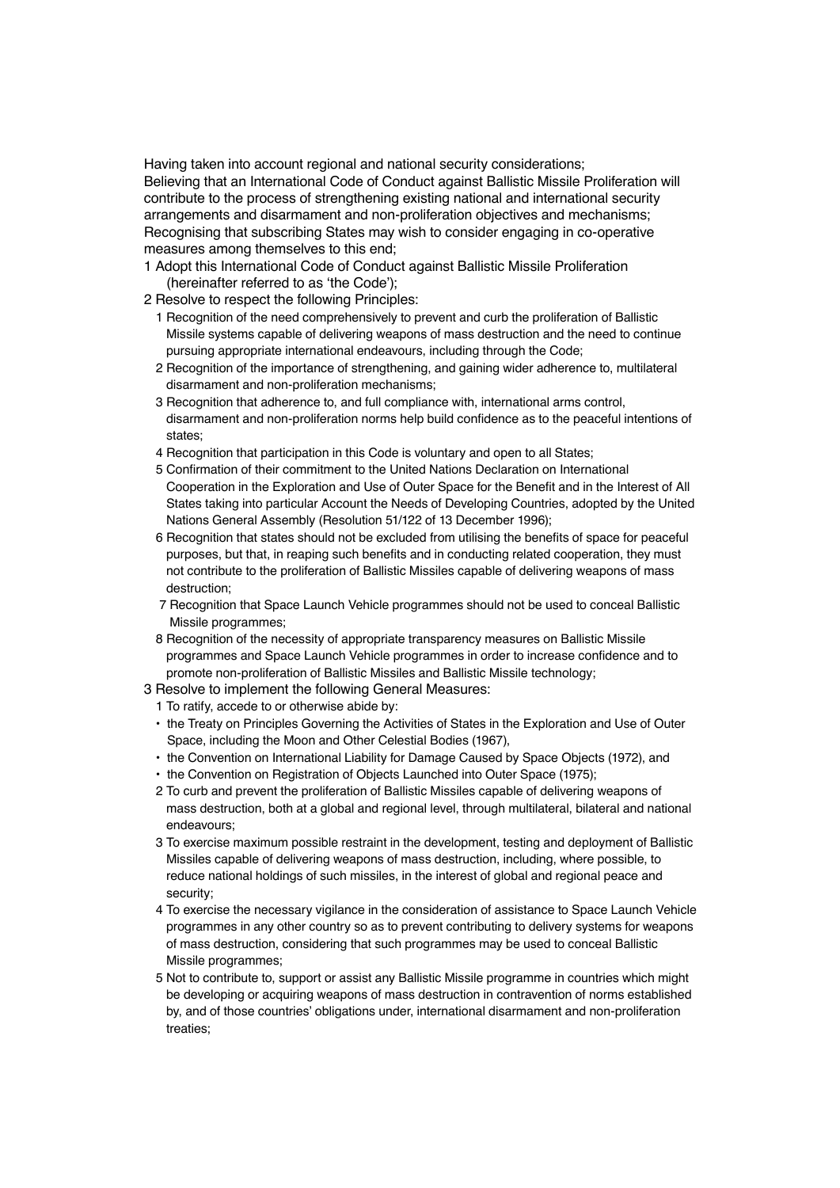Having taken into account regional and national security considerations;

Believing that an International Code of Conduct against Ballistic Missile Proliferation will contribute to the process of strengthening existing national and international security arrangements and disarmament and non-proliferation objectives and mechanisms;

Recognising that subscribing States may wish to consider engaging in co-operative measures among themselves to this end;

1 Adopt this International Code of Conduct against Ballistic Missile Proliferation (hereinafter referred to as 'the Code');

2 Resolve to respect the following Principles:

   1 Recognition of the need comprehensively to prevent and curb the proliferation of Ballistic Missile systems capable of delivering weapons of mass destruction and the need to continue pursuing appropriate international endeavours, including through the Code;

   2 Recognition of the importance of strengthening, and gaining wider adherence to, multilateral disarmament and non-proliferation mechanisms;

   3 Recognition that adherence to, and full compliance with, international arms control, disarmament and non-proliferation norms help build confidence as to the peaceful intentions of states;

   4 Recognition that participation in this Code is voluntary and open to all States;

   5 Confirmation of their commitment to the United Nations Declaration on International Cooperation in the Exploration and Use of Outer Space for the Benefit and in the Interest of All States taking into particular Account the Needs of Developing Countries, adopted by the United Nations General Assembly (Resolution 51/122 of 13 December 1996);

   6 Recognition that states should not be excluded from utilising the benefits of space for peaceful purposes, but that, in reaping such benefits and in conducting related cooperation, they must not contribute to the proliferation of Ballistic Missiles capable of delivering weapons of mass destruction;

   7 Recognition that Space Launch Vehicle programmes should not be used to conceal Ballistic Missile programmes;

   8 Recognition of the necessity of appropriate transparency measures on Ballistic Missile programmes and Space Launch Vehicle programmes in order to increase confidence and to promote non-proliferation of Ballistic Missiles and Ballistic Missile technology;

3 Resolve to implement the following General Measures:

   1 To ratify, accede to or otherwise abide by:

   - the Treaty on Principles Governing the Activities of States in the Exploration and Use of Outer Space, including the Moon and Other Celestial Bodies (1967),
   - the Convention on International Liability for Damage Caused by Space Objects (1972), and
   - the Convention on Registration of Objects Launched into Outer Space (1975);

   2 To curb and prevent the proliferation of Ballistic Missiles capable of delivering weapons of mass destruction, both at a global and regional level, through multilateral, bilateral and national endeavours;

   3 To exercise maximum possible restraint in the development, testing and deployment of Ballistic Missiles capable of delivering weapons of mass destruction, including, where possible, to reduce national holdings of such missiles, in the interest of global and regional peace and security;

   4 To exercise the necessary vigilance in the consideration of assistance to Space Launch Vehicle programmes in any other country so as to prevent contributing to delivery systems for weapons of mass destruction, considering that such programmes may be used to conceal Ballistic Missile programmes;

   5 Not to contribute to, support or assist any Ballistic Missile programme in countries which might be developing or acquiring weapons of mass destruction in contravention of norms established by, and of those countries' obligations under, international disarmament and non-proliferation treaties;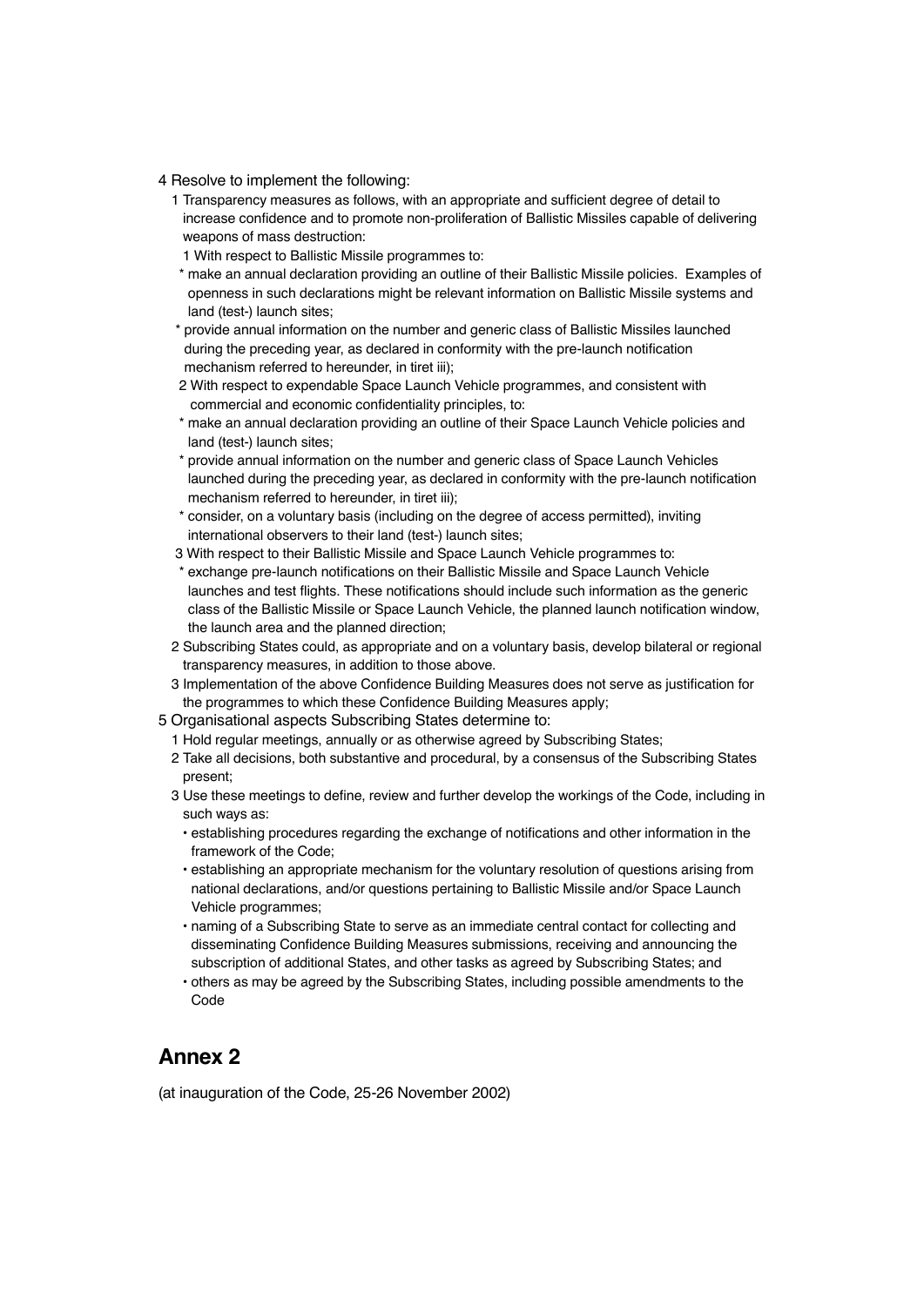4 Resolve to implement the following:

1 Transparency measures as follows, with an appropriate and sufficient degree of detail to increase confidence and to promote non-proliferation of Ballistic Missiles capable of delivering weapons of mass destruction:

1 With respect to Ballistic Missile programmes to:

* make an annual declaration providing an outline of their Ballistic Missile policies. Examples of openness in such declarations might be relevant information on Ballistic Missile systems and land (test-) launch sites;
* provide annual information on the number and generic class of Ballistic Missiles launched during the preceding year, as declared in conformity with the pre-launch notification mechanism referred to hereunder, in tiret iii);

2 With respect to expendable Space Launch Vehicle programmes, and consistent with commercial and economic confidentiality principles, to:

* make an annual declaration providing an outline of their Space Launch Vehicle policies and land (test-) launch sites;
* provide annual information on the number and generic class of Space Launch Vehicles launched during the preceding year, as declared in conformity with the pre-launch notification mechanism referred to hereunder, in tiret iii);
* consider, on a voluntary basis (including on the degree of access permitted), inviting international observers to their land (test-) launch sites;

3 With respect to their Ballistic Missile and Space Launch Vehicle programmes to:

* exchange pre-launch notifications on their Ballistic Missile and Space Launch Vehicle launches and test flights. These notifications should include such information as the generic class of the Ballistic Missile or Space Launch Vehicle, the planned launch notification window, the launch area and the planned direction;

2 Subscribing States could, as appropriate and on a voluntary basis, develop bilateral or regional transparency measures, in addition to those above.

3 Implementation of the above Confidence Building Measures does not serve as justification for the programmes to which these Confidence Building Measures apply;

5 Organisational aspects Subscribing States determine to:

1 Hold regular meetings, annually or as otherwise agreed by Subscribing States;

2 Take all decisions, both substantive and procedural, by a consensus of the Subscribing States present;

3 Use these meetings to define, review and further develop the workings of the Code, including in such ways as:

- establishing procedures regarding the exchange of notifications and other information in the framework of the Code;
- establishing an appropriate mechanism for the voluntary resolution of questions arising from national declarations, and/or questions pertaining to Ballistic Missile and/or Space Launch Vehicle programmes;
- naming of a Subscribing State to serve as an immediate central contact for collecting and disseminating Confidence Building Measures submissions, receiving and announcing the subscription of additional States, and other tasks as agreed by Subscribing States; and
- others as may be agreed by the Subscribing States, including possible amendments to the Code

## Annex 2

(at inauguration of the Code, 25-26 November 2002)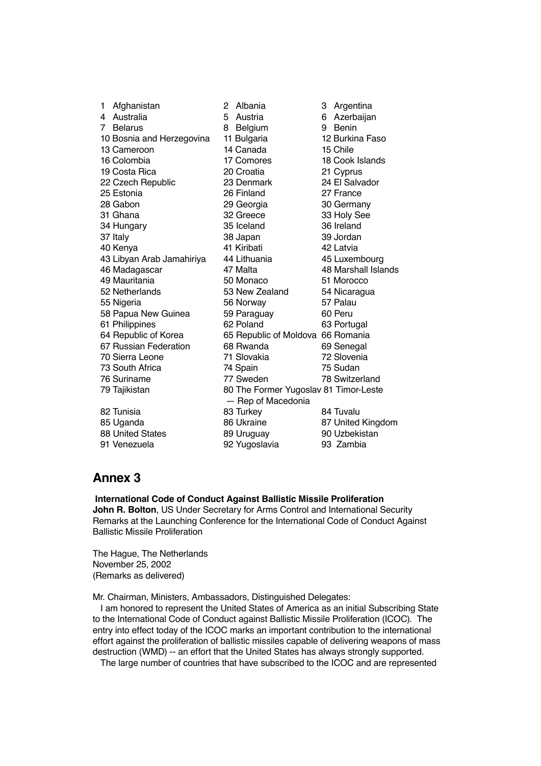| | | |
|---|---|---|
| 1 Afghanistan | 2 Albania | 3 Argentina |
| 4 Australia | 5 Austria | 6 Azerbaijan |
| 7 Belarus | 8 Belgium | 9 Benin |
| 10 Bosnia and Herzegovina | 11 Bulgaria | 12 Burkina Faso |
| 13 Cameroon | 14 Canada | 15 Chile |
| 16 Colombia | 17 Comores | 18 Cook Islands |
| 19 Costa Rica | 20 Croatia | 21 Cyprus |
| 22 Czech Republic | 23 Denmark | 24 El Salvador |
| 25 Estonia | 26 Finland | 27 France |
| 28 Gabon | 29 Georgia | 30 Germany |
| 31 Ghana | 32 Greece | 33 Holy See |
| 34 Hungary | 35 Iceland | 36 Ireland |
| 37 Italy | 38 Japan | 39 Jordan |
| 40 Kenya | 41 Kiribati | 42 Latvia |
| 43 Libyan Arab Jamahiriya | 44 Lithuania | 45 Luxembourg |
| 46 Madagascar | 47 Malta | 48 Marshall Islands |
| 49 Mauritania | 50 Monaco | 51 Morocco |
| 52 Netherlands | 53 New Zealand | 54 Nicaragua |
| 55 Nigeria | 56 Norway | 57 Palau |
| 58 Papua New Guinea | 59 Paraguay | 60 Peru |
| 61 Philippines | 62 Poland | 63 Portugal |
| 64 Republic of Korea | 65 Republic of Moldova | 66 Romania |
| 67 Russian Federation | 68 Rwanda | 69 Senegal |
| 70 Sierra Leone | 71 Slovakia | 72 Slovenia |
| 73 South Africa | 74 Spain | 75 Sudan |
| 76 Suriname | 77 Sweden | 78 Switzerland |
| 79 Tajikistan | 80 The Former Yugoslav — Rep of Macedonia | 81 Timor-Leste |
| 82 Tunisia | 83 Turkey | 84 Tuvalu |
| 85 Uganda | 86 Ukraine | 87 United Kingdom |
| 88 United States | 89 Uruguay | 90 Uzbekistan |
| 91 Venezuela | 92 Yugoslavia | 93 Zambia |

## Annex 3

**International Code of Conduct Against Ballistic Missile Proliferation**
**John R. Bolton**, US Under Secretary for Arms Control and International Security
Remarks at the Launching Conference for the International Code of Conduct Against Ballistic Missile Proliferation

The Hague, The Netherlands
November 25, 2002
(Remarks as delivered)

Mr. Chairman, Ministers, Ambassadors, Distinguished Delegates:

I am honored to represent the United States of America as an initial Subscribing State to the International Code of Conduct against Ballistic Missile Proliferation (ICOC). The entry into effect today of the ICOC marks an important contribution to the international effort against the proliferation of ballistic missiles capable of delivering weapons of mass destruction (WMD) -- an effort that the United States has always strongly supported.

The large number of countries that have subscribed to the ICOC and are represented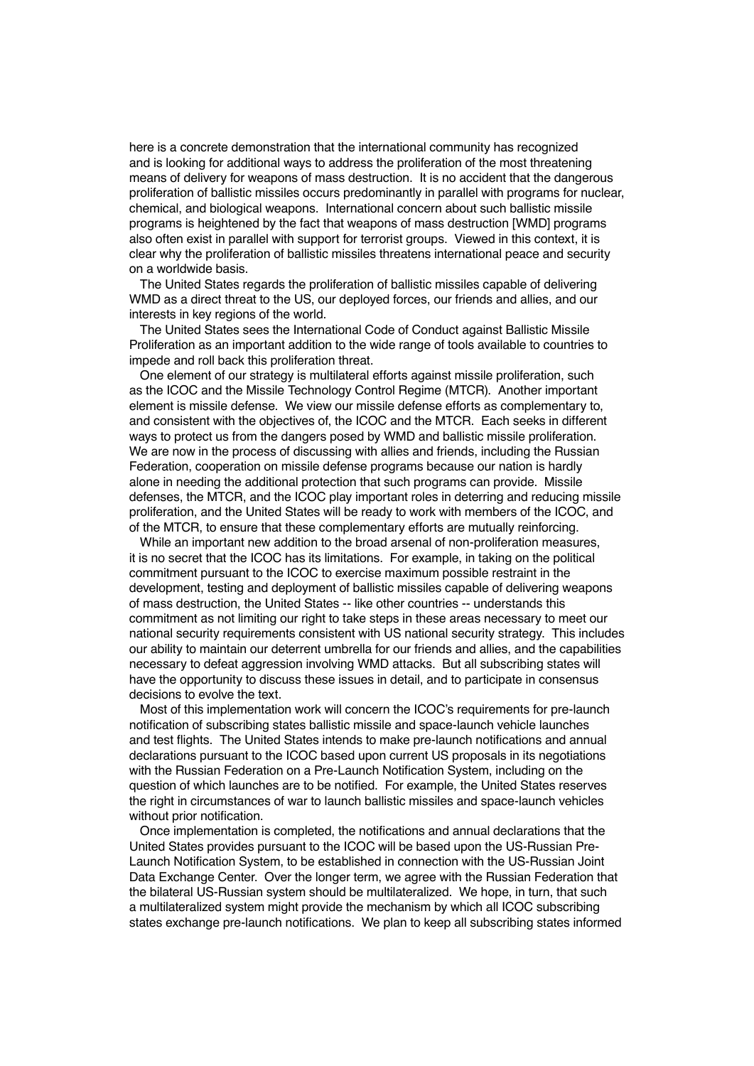here is a concrete demonstration that the international community has recognized and is looking for additional ways to address the proliferation of the most threatening means of delivery for weapons of mass destruction. It is no accident that the dangerous proliferation of ballistic missiles occurs predominantly in parallel with programs for nuclear, chemical, and biological weapons. International concern about such ballistic missile programs is heightened by the fact that weapons of mass destruction [WMD] programs also often exist in parallel with support for terrorist groups. Viewed in this context, it is clear why the proliferation of ballistic missiles threatens international peace and security on a worldwide basis.

The United States regards the proliferation of ballistic missiles capable of delivering WMD as a direct threat to the US, our deployed forces, our friends and allies, and our interests in key regions of the world.

The United States sees the International Code of Conduct against Ballistic Missile Proliferation as an important addition to the wide range of tools available to countries to impede and roll back this proliferation threat.

One element of our strategy is multilateral efforts against missile proliferation, such as the ICOC and the Missile Technology Control Regime (MTCR). Another important element is missile defense. We view our missile defense efforts as complementary to, and consistent with the objectives of, the ICOC and the MTCR. Each seeks in different ways to protect us from the dangers posed by WMD and ballistic missile proliferation. We are now in the process of discussing with allies and friends, including the Russian Federation, cooperation on missile defense programs because our nation is hardly alone in needing the additional protection that such programs can provide. Missile defenses, the MTCR, and the ICOC play important roles in deterring and reducing missile proliferation, and the United States will be ready to work with members of the ICOC, and of the MTCR, to ensure that these complementary efforts are mutually reinforcing.

While an important new addition to the broad arsenal of non-proliferation measures, it is no secret that the ICOC has its limitations. For example, in taking on the political commitment pursuant to the ICOC to exercise maximum possible restraint in the development, testing and deployment of ballistic missiles capable of delivering weapons of mass destruction, the United States -- like other countries -- understands this commitment as not limiting our right to take steps in these areas necessary to meet our national security requirements consistent with US national security strategy. This includes our ability to maintain our deterrent umbrella for our friends and allies, and the capabilities necessary to defeat aggression involving WMD attacks. But all subscribing states will have the opportunity to discuss these issues in detail, and to participate in consensus decisions to evolve the text.

Most of this implementation work will concern the ICOC's requirements for pre-launch notification of subscribing states ballistic missile and space-launch vehicle launches and test flights. The United States intends to make pre-launch notifications and annual declarations pursuant to the ICOC based upon current US proposals in its negotiations with the Russian Federation on a Pre-Launch Notification System, including on the question of which launches are to be notified. For example, the United States reserves the right in circumstances of war to launch ballistic missiles and space-launch vehicles without prior notification.

Once implementation is completed, the notifications and annual declarations that the United States provides pursuant to the ICOC will be based upon the US-Russian Pre-Launch Notification System, to be established in connection with the US-Russian Joint Data Exchange Center. Over the longer term, we agree with the Russian Federation that the bilateral US-Russian system should be multilateralized. We hope, in turn, that such a multilateralized system might provide the mechanism by which all ICOC subscribing states exchange pre-launch notifications. We plan to keep all subscribing states informed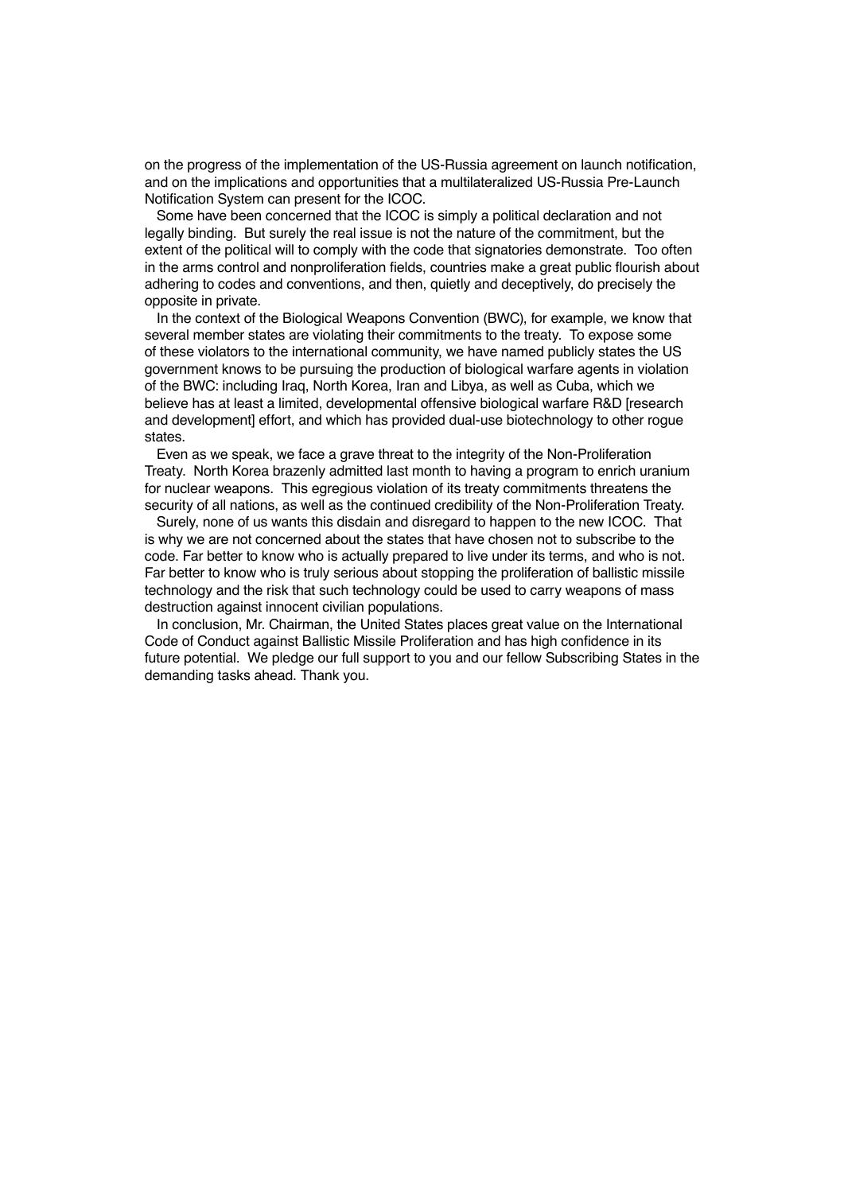on the progress of the implementation of the US-Russia agreement on launch notification, and on the implications and opportunities that a multilateralized US-Russia Pre-Launch Notification System can present for the ICOC.

Some have been concerned that the ICOC is simply a political declaration and not legally binding. But surely the real issue is not the nature of the commitment, but the extent of the political will to comply with the code that signatories demonstrate. Too often in the arms control and nonproliferation fields, countries make a great public flourish about adhering to codes and conventions, and then, quietly and deceptively, do precisely the opposite in private.

In the context of the Biological Weapons Convention (BWC), for example, we know that several member states are violating their commitments to the treaty. To expose some of these violators to the international community, we have named publicly states the US government knows to be pursuing the production of biological warfare agents in violation of the BWC: including Iraq, North Korea, Iran and Libya, as well as Cuba, which we believe has at least a limited, developmental offensive biological warfare R&D [research and development] effort, and which has provided dual-use biotechnology to other rogue states.

Even as we speak, we face a grave threat to the integrity of the Non-Proliferation Treaty. North Korea brazenly admitted last month to having a program to enrich uranium for nuclear weapons. This egregious violation of its treaty commitments threatens the security of all nations, as well as the continued credibility of the Non-Proliferation Treaty.

Surely, none of us wants this disdain and disregard to happen to the new ICOC. That is why we are not concerned about the states that have chosen not to subscribe to the code. Far better to know who is actually prepared to live under its terms, and who is not. Far better to know who is truly serious about stopping the proliferation of ballistic missile technology and the risk that such technology could be used to carry weapons of mass destruction against innocent civilian populations.

In conclusion, Mr. Chairman, the United States places great value on the International Code of Conduct against Ballistic Missile Proliferation and has high confidence in its future potential. We pledge our full support to you and our fellow Subscribing States in the demanding tasks ahead. Thank you.